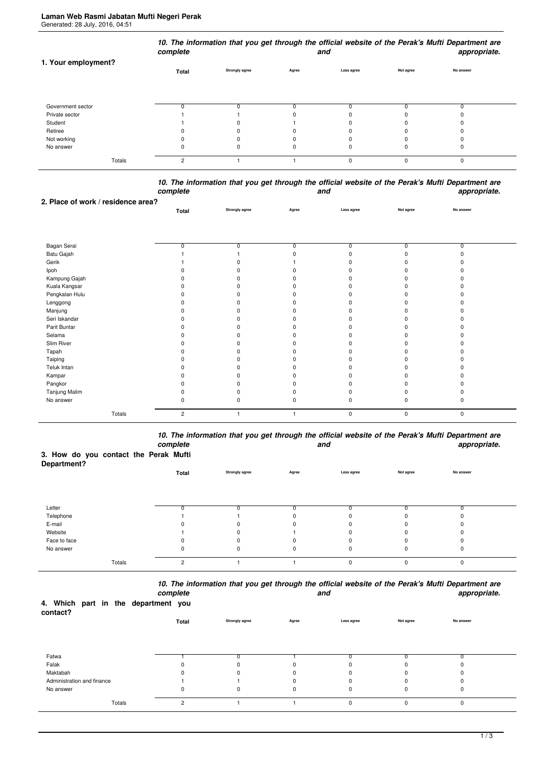**Laman Web Rasmi Jabatan Mufti Negeri Perak**
Generated: 28 July, 2016, 04:51

### 1. Your employment?

*10. The information that you get through the official website of the Perak's Mufti Department are complete and appropriate.*

| 1. Your employment? | Total | Strongly agree | Agree | Less agree | Not agree | No answer |
|---|---|---|---|---|---|---|
| Government sector | 0 | 0 | 0 | 0 | 0 | 0 |
| Private sector | 1 | 1 | 0 | 0 | 0 | 0 |
| Student | 1 | 0 | 1 | 0 | 0 | 0 |
| Retiree | 0 | 0 | 0 | 0 | 0 | 0 |
| Not working | 0 | 0 | 0 | 0 | 0 | 0 |
| No answer | 0 | 0 | 0 | 0 | 0 | 0 |
| Totals | 2 | 1 | 1 | 0 | 0 | 0 |

### 2. Place of work / residence area?

*10. The information that you get through the official website of the Perak's Mufti Department are complete and appropriate.*

| 2. Place of work / residence area? | Total | Strongly agree | Agree | Less agree | Not agree | No answer |
|---|---|---|---|---|---|---|
| Bagan Serai | 0 | 0 | 0 | 0 | 0 | 0 |
| Batu Gajah | 1 | 1 | 0 | 0 | 0 | 0 |
| Gerik | 1 | 0 | 1 | 0 | 0 | 0 |
| Ipoh | 0 | 0 | 0 | 0 | 0 | 0 |
| Kampung Gajah | 0 | 0 | 0 | 0 | 0 | 0 |
| Kuala Kangsar | 0 | 0 | 0 | 0 | 0 | 0 |
| Pengkalan Hulu | 0 | 0 | 0 | 0 | 0 | 0 |
| Lenggong | 0 | 0 | 0 | 0 | 0 | 0 |
| Manjung | 0 | 0 | 0 | 0 | 0 | 0 |
| Seri Iskandar | 0 | 0 | 0 | 0 | 0 | 0 |
| Parit Buntar | 0 | 0 | 0 | 0 | 0 | 0 |
| Selama | 0 | 0 | 0 | 0 | 0 | 0 |
| Slim River | 0 | 0 | 0 | 0 | 0 | 0 |
| Tapah | 0 | 0 | 0 | 0 | 0 | 0 |
| Taiping | 0 | 0 | 0 | 0 | 0 | 0 |
| Teluk Intan | 0 | 0 | 0 | 0 | 0 | 0 |
| Kampar | 0 | 0 | 0 | 0 | 0 | 0 |
| Pangkor | 0 | 0 | 0 | 0 | 0 | 0 |
| Tanjung Malim | 0 | 0 | 0 | 0 | 0 | 0 |
| No answer | 0 | 0 | 0 | 0 | 0 | 0 |
| Totals | 2 | 1 | 1 | 0 | 0 | 0 |

### 3. How do you contact the Perak Mufti Department?

*10. The information that you get through the official website of the Perak's Mufti Department are complete and appropriate.*

| 3. How do you contact the Perak Mufti Department? | Total | Strongly agree | Agree | Less agree | Not agree | No answer |
|---|---|---|---|---|---|---|
| Letter | 0 | 0 | 0 | 0 | 0 | 0 |
| Telephone | 1 | 1 | 0 | 0 | 0 | 0 |
| E-mail | 0 | 0 | 0 | 0 | 0 | 0 |
| Website | 1 | 0 | 1 | 0 | 0 | 0 |
| Face to face | 0 | 0 | 0 | 0 | 0 | 0 |
| No answer | 0 | 0 | 0 | 0 | 0 | 0 |
| Totals | 2 | 1 | 1 | 0 | 0 | 0 |

### 4. Which part in the department you contact?

*10. The information that you get through the official website of the Perak's Mufti Department are complete and appropriate.*

| 4. Which part in the department you contact? | Total | Strongly agree | Agree | Less agree | Not agree | No answer |
|---|---|---|---|---|---|---|
| Fatwa | 1 | 0 | 1 | 0 | 0 | 0 |
| Falak | 0 | 0 | 0 | 0 | 0 | 0 |
| Maktabah | 0 | 0 | 0 | 0 | 0 | 0 |
| Administration and finance | 1 | 1 | 0 | 0 | 0 | 0 |
| No answer | 0 | 0 | 0 | 0 | 0 | 0 |
| Totals | 2 | 1 | 1 | 0 | 0 | 0 |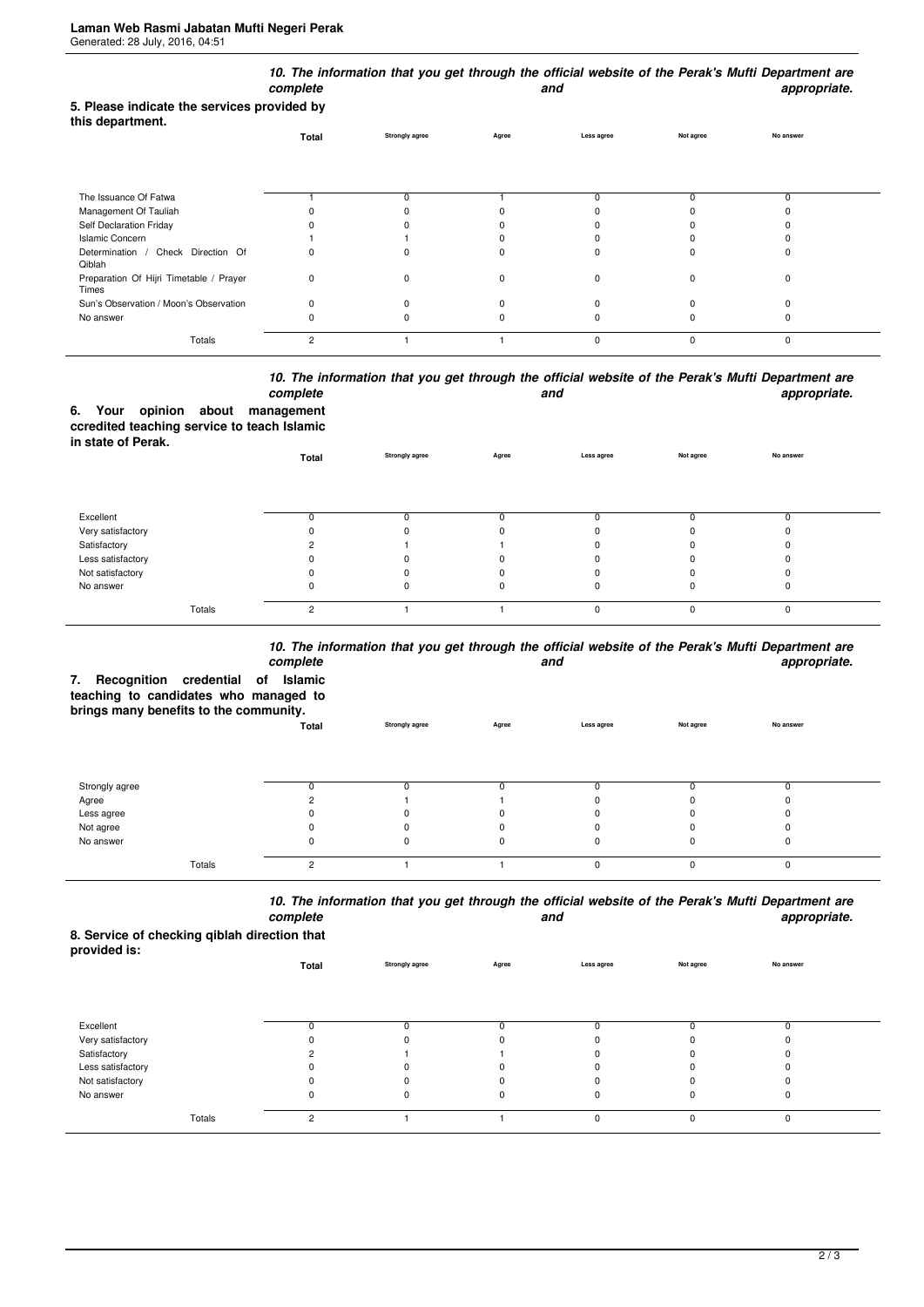**10. The information that you get through the official website of the Perak's Mufti Department are complete and appropriate.**

**5. Please indicate the services provided by this department.**

| | Total | Strongly agree | Agree | Less agree | Not agree | No answer |
|---|---|---|---|---|---|---|
| The Issuance Of Fatwa | 1 | 0 | 1 | 0 | 0 | 0 |
| Management Of Tauliah | 0 | 0 | 0 | 0 | 0 | 0 |
| Self Declaration Friday | 0 | 0 | 0 | 0 | 0 | 0 |
| Islamic Concern | 1 | 1 | 0 | 0 | 0 | 0 |
| Determination / Check Direction Of Qiblah | 0 | 0 | 0 | 0 | 0 | 0 |
| Preparation Of Hijri Timetable / Prayer Times | 0 | 0 | 0 | 0 | 0 | 0 |
| Sun's Observation / Moon's Observation | 0 | 0 | 0 | 0 | 0 | 0 |
| No answer | 0 | 0 | 0 | 0 | 0 | 0 |
| Totals | 2 | 1 | 1 | 0 | 0 | 0 |

**10. The information that you get through the official website of the Perak's Mufti Department are complete and appropriate.**

**6. Your opinion about management ccredited teaching service to teach Islamic in state of Perak.**

| | Total | Strongly agree | Agree | Less agree | Not agree | No answer |
|---|---|---|---|---|---|---|
| Excellent | 0 | 0 | 0 | 0 | 0 | 0 |
| Very satisfactory | 0 | 0 | 0 | 0 | 0 | 0 |
| Satisfactory | 2 | 1 | 1 | 0 | 0 | 0 |
| Less satisfactory | 0 | 0 | 0 | 0 | 0 | 0 |
| Not satisfactory | 0 | 0 | 0 | 0 | 0 | 0 |
| No answer | 0 | 0 | 0 | 0 | 0 | 0 |
| Totals | 2 | 1 | 1 | 0 | 0 | 0 |

**10. The information that you get through the official website of the Perak's Mufti Department are complete and appropriate.**

**7. Recognition credential of Islamic teaching to candidates who managed to brings many benefits to the community.**

| | Total | Strongly agree | Agree | Less agree | Not agree | No answer |
|---|---|---|---|---|---|---|
| Strongly agree | 0 | 0 | 0 | 0 | 0 | 0 |
| Agree | 2 | 1 | 1 | 0 | 0 | 0 |
| Less agree | 0 | 0 | 0 | 0 | 0 | 0 |
| Not agree | 0 | 0 | 0 | 0 | 0 | 0 |
| No answer | 0 | 0 | 0 | 0 | 0 | 0 |
| Totals | 2 | 1 | 1 | 0 | 0 | 0 |

**10. The information that you get through the official website of the Perak's Mufti Department are complete and appropriate.**

**8. Service of checking qiblah direction that provided is:**

| | Total | Strongly agree | Agree | Less agree | Not agree | No answer |
|---|---|---|---|---|---|---|
| Excellent | 0 | 0 | 0 | 0 | 0 | 0 |
| Very satisfactory | 0 | 0 | 0 | 0 | 0 | 0 |
| Satisfactory | 2 | 1 | 1 | 0 | 0 | 0 |
| Less satisfactory | 0 | 0 | 0 | 0 | 0 | 0 |
| Not satisfactory | 0 | 0 | 0 | 0 | 0 | 0 |
| No answer | 0 | 0 | 0 | 0 | 0 | 0 |
| Totals | 2 | 1 | 1 | 0 | 0 | 0 |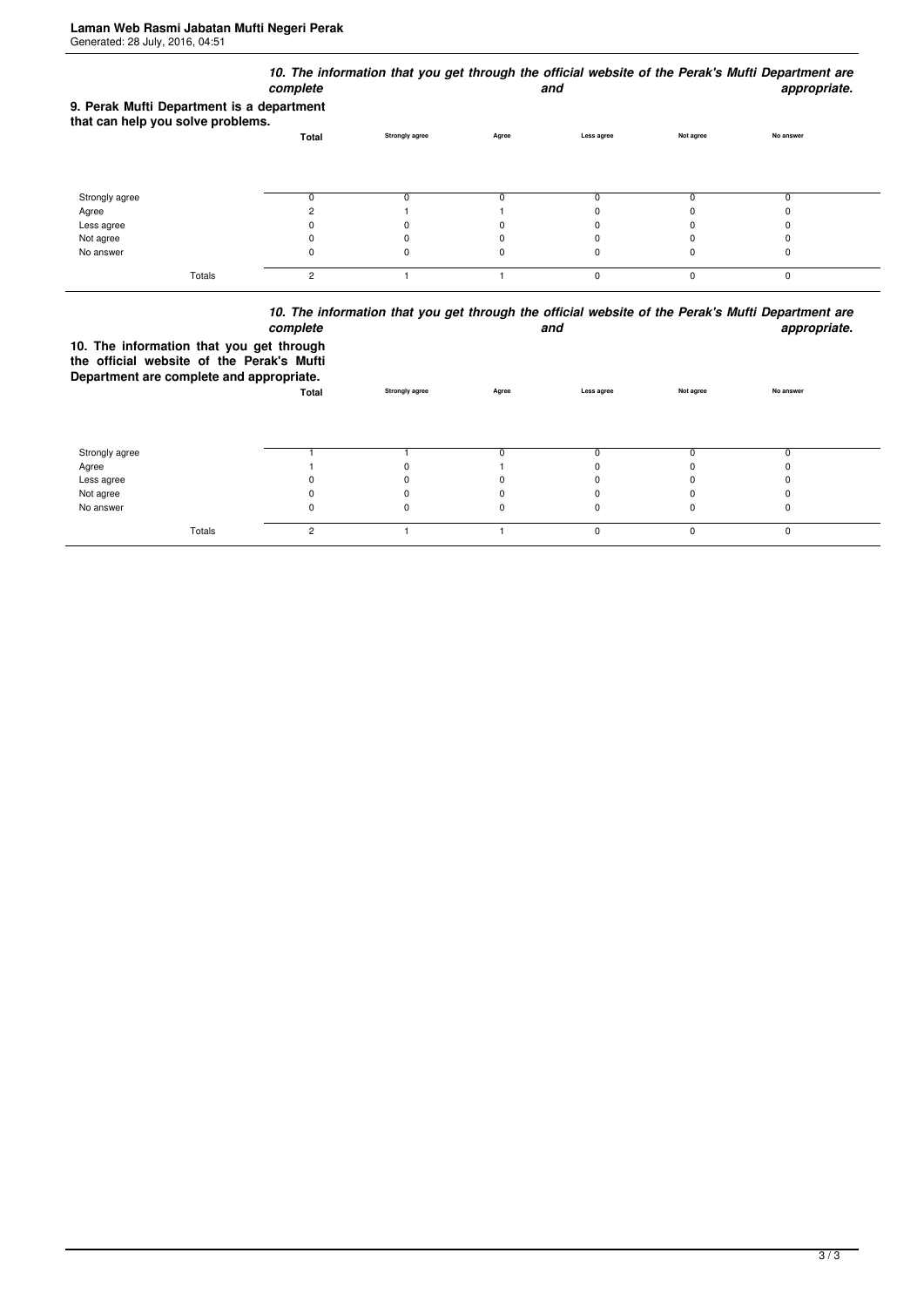**Laman Web Rasmi Jabatan Mufti Negeri Perak**
Generated: 28 July, 2016, 04:51

| 9. Perak Mufti Department is a department that can help you solve problems. | 10. The information that you get through the official website of the Perak's Mufti Department are complete and appropriate. | | | | | |
|---|---|---|---|---|---|---|
| | Total | Strongly agree | Agree | Less agree | Not agree | No answer |
| Strongly agree | 0 | 0 | 0 | 0 | 0 | 0 |
| Agree | 2 | 1 | 1 | 0 | 0 | 0 |
| Less agree | 0 | 0 | 0 | 0 | 0 | 0 |
| Not agree | 0 | 0 | 0 | 0 | 0 | 0 |
| No answer | 0 | 0 | 0 | 0 | 0 | 0 |
| Totals | 2 | 1 | 1 | 0 | 0 | 0 |

| 10. The information that you get through the official website of the Perak's Mufti Department are complete and appropriate. | 10. The information that you get through the official website of the Perak's Mufti Department are complete and appropriate. | | | | | |
|---|---|---|---|---|---|---|
| | Total | Strongly agree | Agree | Less agree | Not agree | No answer |
| Strongly agree | 1 | 1 | 0 | 0 | 0 | 0 |
| Agree | 1 | 0 | 1 | 0 | 0 | 0 |
| Less agree | 0 | 0 | 0 | 0 | 0 | 0 |
| Not agree | 0 | 0 | 0 | 0 | 0 | 0 |
| No answer | 0 | 0 | 0 | 0 | 0 | 0 |
| Totals | 2 | 1 | 1 | 0 | 0 | 0 |